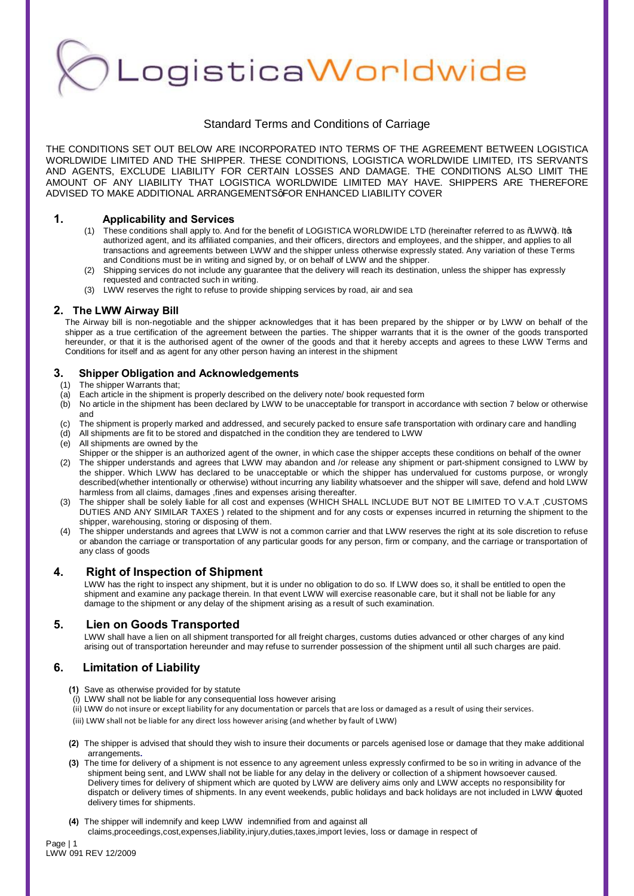# LogisticaWorldwide

## Standard Terms and Conditions of Carriage

THE CONDITIONS SET OUT BELOW ARE INCORPORATED INTO TERMS OF THE AGREEMENT BETWEEN LOGISTICA WORLDWIDE LIMITED AND THE SHIPPER. THESE CONDITIONS, LOGISTICA WORLDWIDE LIMITED, ITS SERVANTS AND AGENTS, EXCLUDE LIABILITY FOR CERTAIN LOSSES AND DAMAGE. THE CONDITIONS ALSO LIMIT THE AMOUNT OF ANY LIABILITY THAT LOGISTICA WORLDWIDE LIMITED MAY HAVE. SHIPPERS ARE THEREFORE ADVISED TO MAKE ADDITIONAL ARRANGEMENTS" FOR ENHANCED LIABILITY COVER

### 1. Applicability and Services

(1) These conditions shall apply to. And for the benefit of LOGISTICA WORLDWIDE LTD (hereinafter referred to as "LWW"). It's authorized agent, and its affiliated companies, and their officers, directors and employees, and the shipper, and applies to all transactions and agreements between LWW and the shipper unless otherwise expressly stated. Any variation of these Terms and Conditions must be in writing and signed by, or on behalf of LWW and the shipper.

(2) Shipping services do not include any guarantee that the delivery will reach its destination, unless the shipper has expressly requested and contracted such in writing.

(3) LWW reserves the right to refuse to provide shipping services by road, air and sea

### 2. The LWW Airway Bill

The Airway bill is non-negotiable and the shipper acknowledges that it has been prepared by the shipper or by LWW on behalf of the shipper as a true certification of the agreement between the parties. The shipper warrants that it is the owner of the goods transported hereunder, or that it is the authorised agent of the owner of the goods and that it hereby accepts and agrees to these LWW Terms and Conditions for itself and as agent for any other person having an interest in the shipment

### 3. Shipper Obligation and Acknowledgements

(1) The shipper Warrants that;

(a) Each article in the shipment is properly described on the delivery note/ book requested form

(b) No article in the shipment has been declared by LWW to be unacceptable for transport in accordance with section 7 below or otherwise and

(c) The shipment is properly marked and addressed, and securely packed to ensure safe transportation with ordinary care and handling

(d) All shipments are fit to be stored and dispatched in the condition they are tendered to LWW

(e) All shipments are owned by the

Shipper or the shipper is an authorized agent of the owner, in which case the shipper accepts these conditions on behalf of the owner

(2) The shipper understands and agrees that LWW may abandon and /or release any shipment or part-shipment consigned to LWW by the shipper. Which LWW has declared to be unacceptable or which the shipper has undervalued for customs purpose, or wrongly described(whether intentionally or otherwise) without incurring any liability whatsoever and the shipper will save, defend and hold LWW harmless from all claims, damages ,fines and expenses arising thereafter.

(3) The shipper shall be solely liable for all cost and expenses (WHICH SHALL INCLUDE BUT NOT BE LIMITED TO V.A.T ,CUSTOMS DUTIES AND ANY SIMILAR TAXES ) related to the shipment and for any costs or expenses incurred in returning the shipment to the shipper, warehousing, storing or disposing of them.

(4) The shipper understands and agrees that LWW is not a common carrier and that LWW reserves the right at its sole discretion to refuse or abandon the carriage or transportation of any particular goods for any person, firm or company, and the carriage or transportation of any class of goods

### 4. Right of Inspection of Shipment

LWW has the right to inspect any shipment, but it is under no obligation to do so. If LWW does so, it shall be entitled to open the shipment and examine any package therein. In that event LWW will exercise reasonable care, but it shall not be liable for any damage to the shipment or any delay of the shipment arising as a result of such examination.

### 5. Lien on Goods Transported

LWW shall have a lien on all shipment transported for all freight charges, customs duties advanced or other charges of any kind arising out of transportation hereunder and may refuse to surrender possession of the shipment until all such charges are paid.

### 6. Limitation of Liability

**(1)** Save as otherwise provided for by statute

(i) LWW shall not be liable for any consequential loss however arising

(ii) LWW do not insure or except liability for any documentation or parcels that are loss or damaged as a result of using their services.

(iii) LWW shall not be liable for any direct loss however arising (and whether by fault of LWW)

**(2)** The shipper is advised that should they wish to insure their documents or parcels agenised lose or damage that they make additional arrangements**.**

**(3)** The time for delivery of a shipment is not essence to any agreement unless expressly confirmed to be so in writing in advance of the shipment being sent, and LWW shall not be liable for any delay in the delivery or collection of a shipment howsoever caused. Delivery times for delivery of shipment which are quoted by LWW are delivery aims only and LWW accepts no responsibility for dispatch or delivery times of shipments. In any event weekends, public holidays and back holidays are not included in LWW 'quoted delivery times for shipments.

**(4)** The shipper will indemnify and keep LWW indemnified from and against all claims,proceedings,cost,expenses,liability,injury,duties,taxes,import levies, loss or damage in respect of

LWW 091 REV 12/2009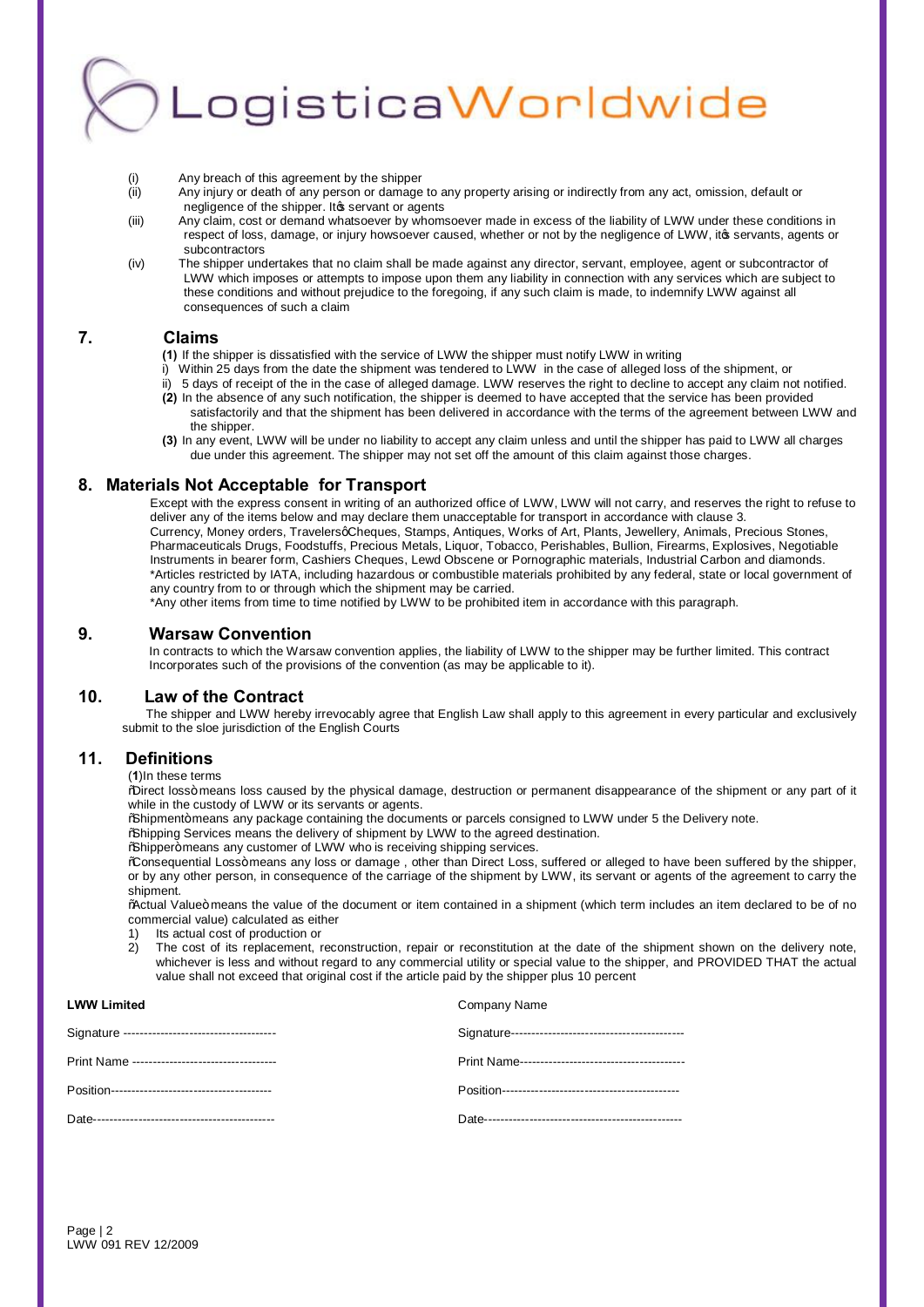LogisticaWorldwide

(i) Any breach of this agreement by the shipper

(ii) Any injury or death of any person or damage to any property arising or indirectly from any act, omission, default or negligence of the shipper. It's servant or agents

(iii) Any claim, cost or demand whatsoever by whomsoever made in excess of the liability of LWW under these conditions in respect of loss, damage, or injury howsoever caused, whether or not by the negligence of LWW, it's servants, agents or subcontractors

(iv) The shipper undertakes that no claim shall be made against any director, servant, employee, agent or subcontractor of LWW which imposes or attempts to impose upon them any liability in connection with any services which are subject to these conditions and without prejudice to the foregoing, if any such claim is made, to indemnify LWW against all consequences of such a claim

## 7. Claims

**(1)** If the shipper is dissatisfied with the service of LWW the shipper must notify LWW in writing

i) Within 25 days from the date the shipment was tendered to LWW in the case of alleged loss of the shipment, or

ii) 5 days of receipt of the in the case of alleged damage. LWW reserves the right to decline to accept any claim not notified.

**(2)** In the absence of any such notification, the shipper is deemed to have accepted that the service has been provided satisfactorily and that the shipment has been delivered in accordance with the terms of the agreement between LWW and the shipper.

**(3)** In any event, LWW will be under no liability to accept any claim unless and until the shipper has paid to LWW all charges due under this agreement. The shipper may not set off the amount of this claim against those charges.

## 8. Materials Not Acceptable for Transport

Except with the express consent in writing of an authorized office of LWW, LWW will not carry, and reserves the right to refuse to deliver any of the items below and may declare them unacceptable for transport in accordance with clause 3.

Currency, Money orders, Travelers' Cheques, Stamps, Antiques, Works of Art, Plants, Jewellery, Animals, Precious Stones, Pharmaceuticals Drugs, Foodstuffs, Precious Metals, Liquor, Tobacco, Perishables, Bullion, Firearms, Explosives, Negotiable Instruments in bearer form, Cashiers Cheques, Lewd Obscene or Pornographic materials, Industrial Carbon and diamonds.

*Articles restricted by IATA, including hazardous or combustible materials prohibited by any federal, state or local government of any country from to or through which the shipment may be carried.

*Any other items from time to time notified by LWW to be prohibited item in accordance with this paragraph.

## 9. Warsaw Convention

In contracts to which the Warsaw convention applies, the liability of LWW to the shipper may be further limited. This contract Incorporates such of the provisions of the convention (as may be applicable to it).

## 10. Law of the Contract

The shipper and LWW hereby irrevocably agree that English Law shall apply to this agreement in every particular and exclusively submit to the sloe jurisdiction of the English Courts

## 11. Definitions

(**1**)In these terms

"Direct loss" means loss caused by the physical damage, destruction or permanent disappearance of the shipment or any part of it while in the custody of LWW or its servants or agents.

"Shipment" means any package containing the documents or parcels consigned to LWW under 5 the Delivery note.

"Shipping Services means the delivery of shipment by LWW to the agreed destination.

"Shipper" means any customer of LWW who is receiving shipping services.

"Consequential Loss" means any loss or damage , other than Direct Loss, suffered or alleged to have been suffered by the shipper, or by any other person, in consequence of the carriage of the shipment by LWW, its servant or agents of the agreement to carry the shipment.

"Actual Value" means the value of the document or item contained in a shipment (which term includes an item declared to be of no commercial value) calculated as either

1) Its actual cost of production or
2) The cost of its replacement, reconstruction, repair or reconstitution at the date of the shipment shown on the delivery note, whichever is less and without regard to any commercial utility or special value to the shipper, and PROVIDED THAT the actual value shall not exceed that original cost if the article paid by the shipper plus 10 percent

| **LWW Limited** | Company Name |
|---|---|
| Signature ------------------------------------- | Signature------------------------------------------- |
| Print Name ----------------------------------- | Print Name---------------------------------------- |
| Position--------------------------------------- | Position------------------------------------------- |
| Date--------------------------------------------- | Date------------------------------------------------ |

LWW 091 REV 12/2009